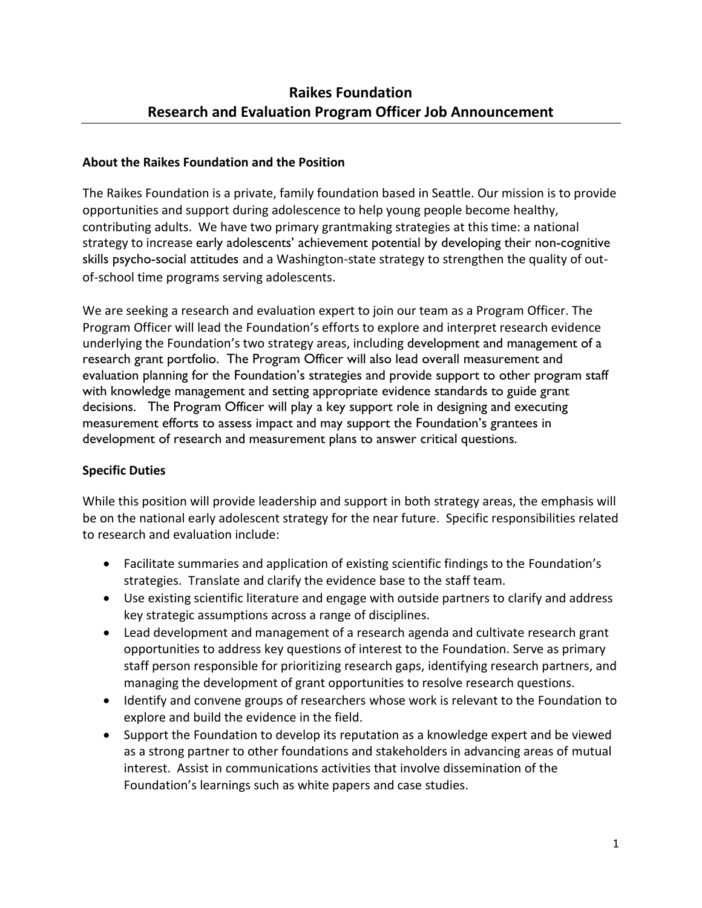# Raikes Foundation
# Research and Evaluation Program Officer Job Announcement

**About the Raikes Foundation and the Position**

The Raikes Foundation is a private, family foundation based in Seattle. Our mission is to provide opportunities and support during adolescence to help young people become healthy, contributing adults. We have two primary grantmaking strategies at this time: a national strategy to increase early adolescents' achievement potential by developing their non-cognitive skills psycho-social attitudes and a Washington-state strategy to strengthen the quality of out-of-school time programs serving adolescents.

We are seeking a research and evaluation expert to join our team as a Program Officer. The Program Officer will lead the Foundation's efforts to explore and interpret research evidence underlying the Foundation's two strategy areas, including development and management of a research grant portfolio. The Program Officer will also lead overall measurement and evaluation planning for the Foundation's strategies and provide support to other program staff with knowledge management and setting appropriate evidence standards to guide grant decisions. The Program Officer will play a key support role in designing and executing measurement efforts to assess impact and may support the Foundation's grantees in development of research and measurement plans to answer critical questions.

**Specific Duties**

While this position will provide leadership and support in both strategy areas, the emphasis will be on the national early adolescent strategy for the near future. Specific responsibilities related to research and evaluation include:

- Facilitate summaries and application of existing scientific findings to the Foundation's strategies. Translate and clarify the evidence base to the staff team.
- Use existing scientific literature and engage with outside partners to clarify and address key strategic assumptions across a range of disciplines.
- Lead development and management of a research agenda and cultivate research grant opportunities to address key questions of interest to the Foundation. Serve as primary staff person responsible for prioritizing research gaps, identifying research partners, and managing the development of grant opportunities to resolve research questions.
- Identify and convene groups of researchers whose work is relevant to the Foundation to explore and build the evidence in the field.
- Support the Foundation to develop its reputation as a knowledge expert and be viewed as a strong partner to other foundations and stakeholders in advancing areas of mutual interest. Assist in communications activities that involve dissemination of the Foundation's learnings such as white papers and case studies.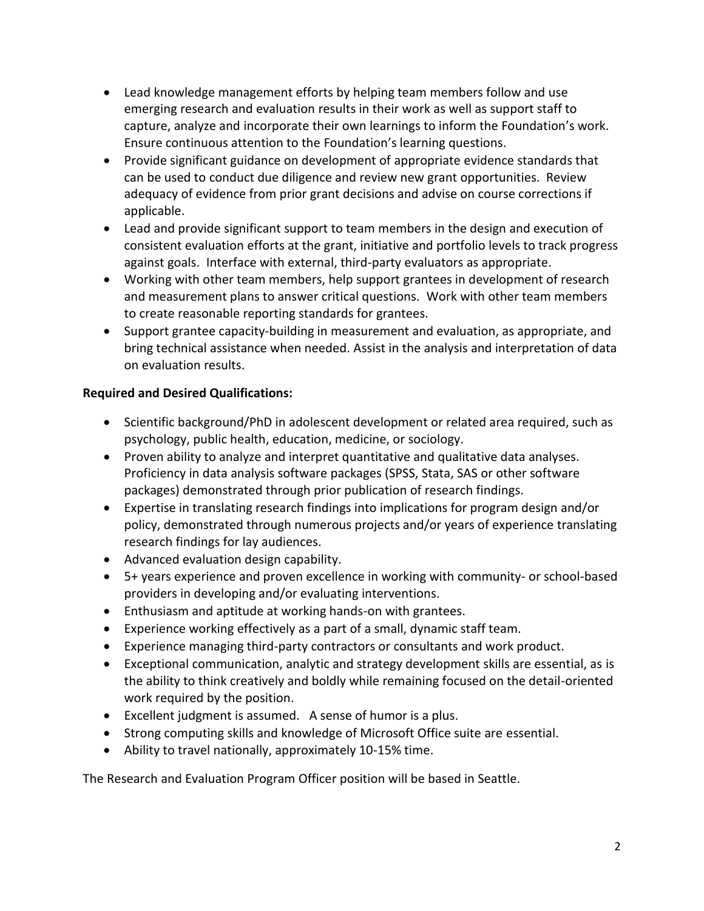- Lead knowledge management efforts by helping team members follow and use emerging research and evaluation results in their work as well as support staff to capture, analyze and incorporate their own learnings to inform the Foundation's work. Ensure continuous attention to the Foundation's learning questions.
- Provide significant guidance on development of appropriate evidence standards that can be used to conduct due diligence and review new grant opportunities. Review adequacy of evidence from prior grant decisions and advise on course corrections if applicable.
- Lead and provide significant support to team members in the design and execution of consistent evaluation efforts at the grant, initiative and portfolio levels to track progress against goals. Interface with external, third-party evaluators as appropriate.
- Working with other team members, help support grantees in development of research and measurement plans to answer critical questions. Work with other team members to create reasonable reporting standards for grantees.
- Support grantee capacity-building in measurement and evaluation, as appropriate, and bring technical assistance when needed. Assist in the analysis and interpretation of data on evaluation results.

**Required and Desired Qualifications:**

- Scientific background/PhD in adolescent development or related area required, such as psychology, public health, education, medicine, or sociology.
- Proven ability to analyze and interpret quantitative and qualitative data analyses. Proficiency in data analysis software packages (SPSS, Stata, SAS or other software packages) demonstrated through prior publication of research findings.
- Expertise in translating research findings into implications for program design and/or policy, demonstrated through numerous projects and/or years of experience translating research findings for lay audiences.
- Advanced evaluation design capability.
- 5+ years experience and proven excellence in working with community- or school-based providers in developing and/or evaluating interventions.
- Enthusiasm and aptitude at working hands-on with grantees.
- Experience working effectively as a part of a small, dynamic staff team.
- Experience managing third-party contractors or consultants and work product.
- Exceptional communication, analytic and strategy development skills are essential, as is the ability to think creatively and boldly while remaining focused on the detail-oriented work required by the position.
- Excellent judgment is assumed. A sense of humor is a plus.
- Strong computing skills and knowledge of Microsoft Office suite are essential.
- Ability to travel nationally, approximately 10-15% time.

The Research and Evaluation Program Officer position will be based in Seattle.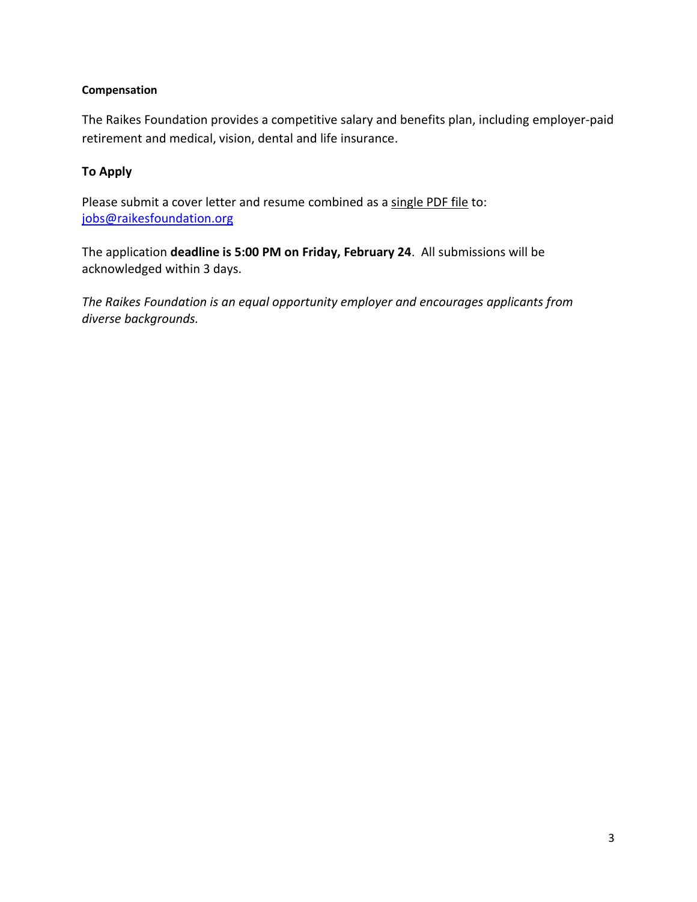**Compensation**

The Raikes Foundation provides a competitive salary and benefits plan, including employer-paid retirement and medical, vision, dental and life insurance.

**To Apply**

Please submit a cover letter and resume combined as a single PDF file to: [jobs@raikesfoundation.org](mailto:jobs@raikesfoundation.org)

The application **deadline is 5:00 PM on Friday, February 24**. All submissions will be acknowledged within 3 days.

*The Raikes Foundation is an equal opportunity employer and encourages applicants from diverse backgrounds.*